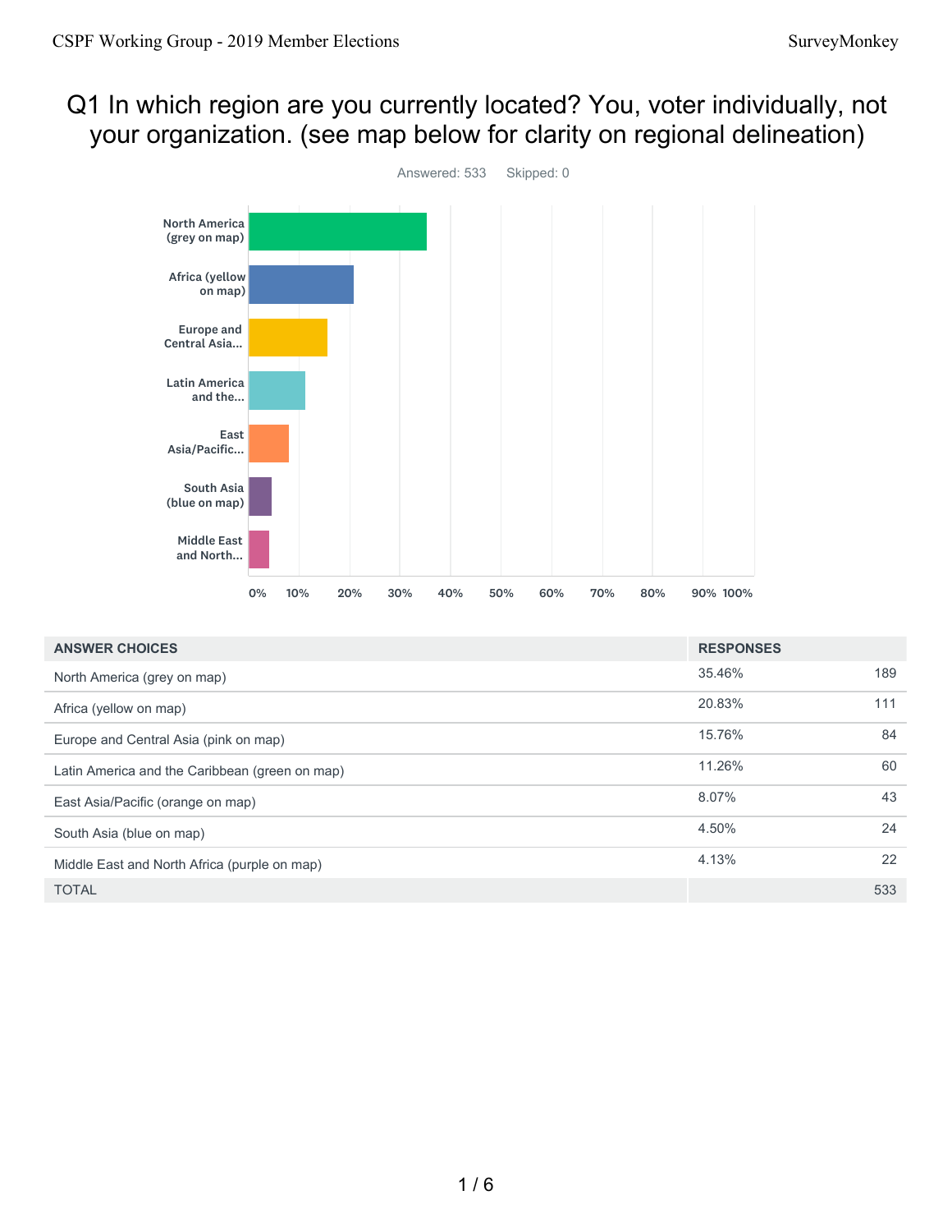# Q1 In which region are you currently located? You, voter individually, not your organization. (see map below for clarity on regional delineation)

Answered: 533 Skipped: 0

North America (grey on map)
Africa (yellow on map)
Europe and Central Asia...
Latin America and the...
East Asia/Pacific...
South Asia (blue on map)
Middle East and North...

0% 10% 20% 30% 40% 50% 60% 70% 80% 90% 100%

| ANSWER CHOICES | RESPONSES | |
|---|---|---|
| North America (grey on map) | 35.46% | 189 |
| Africa (yellow on map) | 20.83% | 111 |
| Europe and Central Asia (pink on map) | 15.76% | 84 |
| Latin America and the Caribbean (green on map) | 11.26% | 60 |
| East Asia/Pacific (orange on map) | 8.07% | 43 |
| South Asia (blue on map) | 4.50% | 24 |
| Middle East and North Africa (purple on map) | 4.13% | 22 |
| TOTAL | | 533 |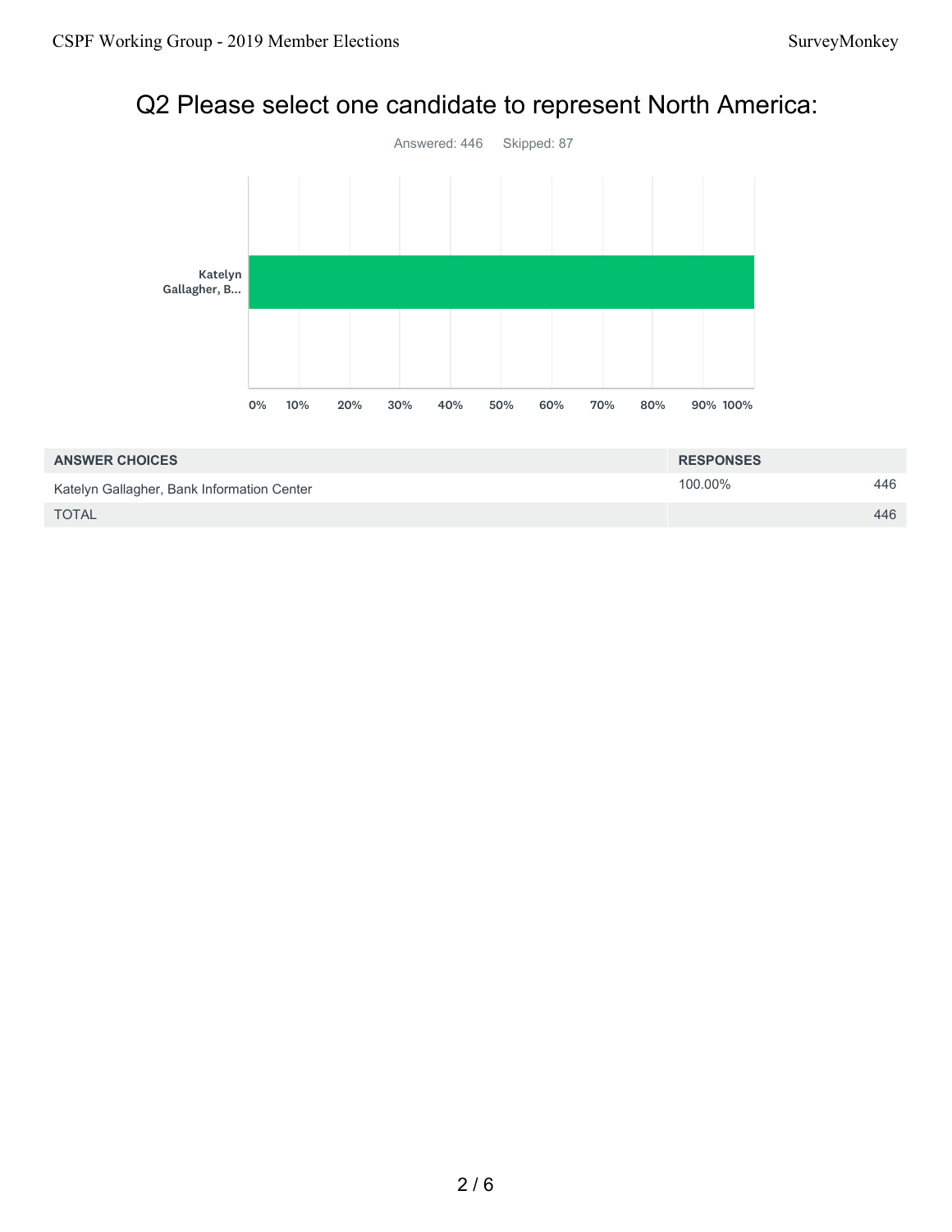## Q2 Please select one candidate to represent North America:

Answered: 446    Skipped: 87

Katelyn Gallagher, B...

0% 10% 20% 30% 40% 50% 60% 70% 80% 90% 100%

| ANSWER CHOICES | RESPONSES | |
|---|---|---|
| Katelyn Gallagher, Bank Information Center | 100.00% | 446 |
| TOTAL | | 446 |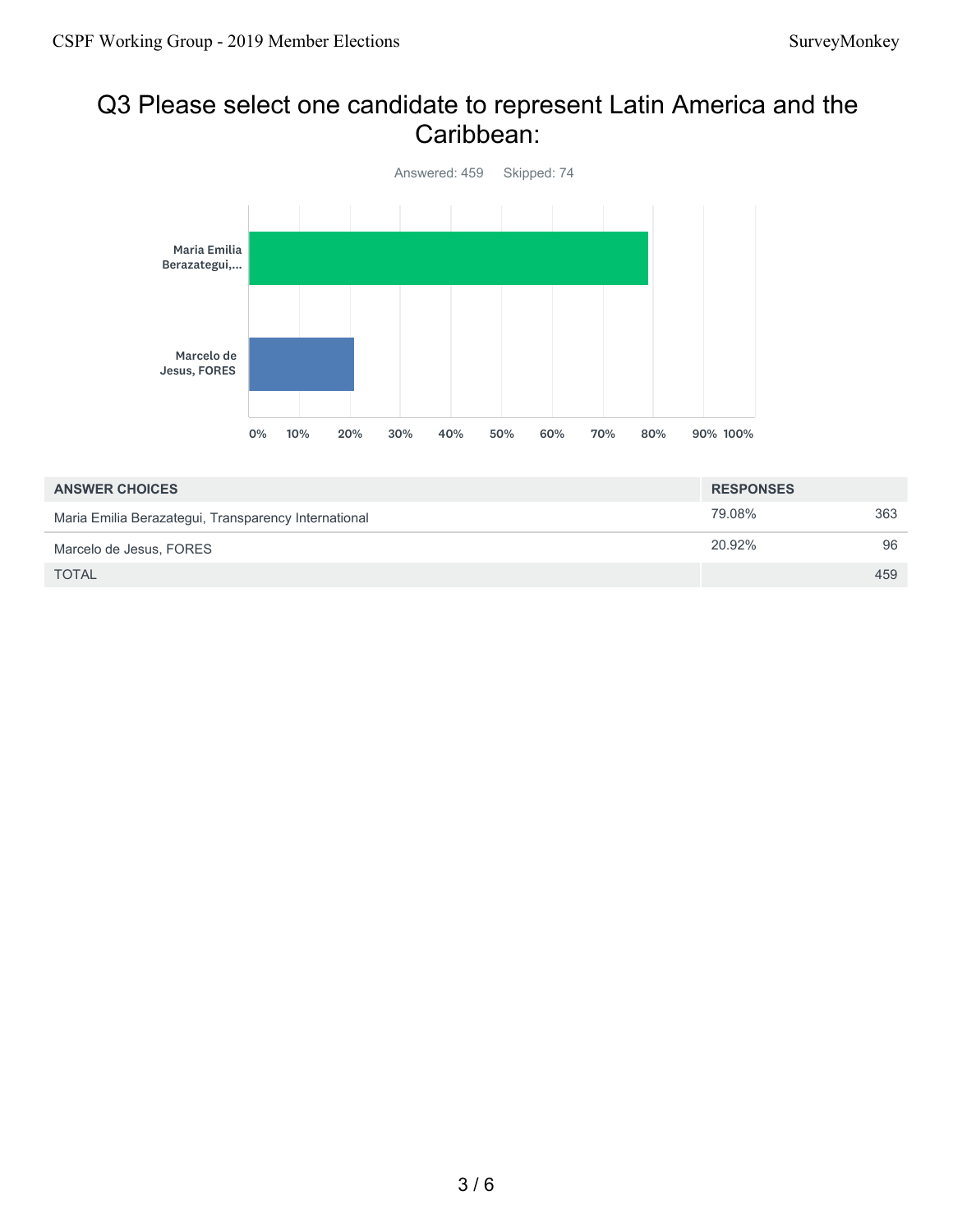# Q3 Please select one candidate to represent Latin America and the Caribbean:

Answered: 459 Skipped: 74

Maria Emilia Berazategui,...

Marcelo de Jesus, FORES

0% 10% 20% 30% 40% 50% 60% 70% 80% 90% 100%

| ANSWER CHOICES | RESPONSES | |
|---|---|---|
| Maria Emilia Berazategui, Transparency International | 79.08% | 363 |
| Marcelo de Jesus, FORES | 20.92% | 96 |
| TOTAL | | 459 |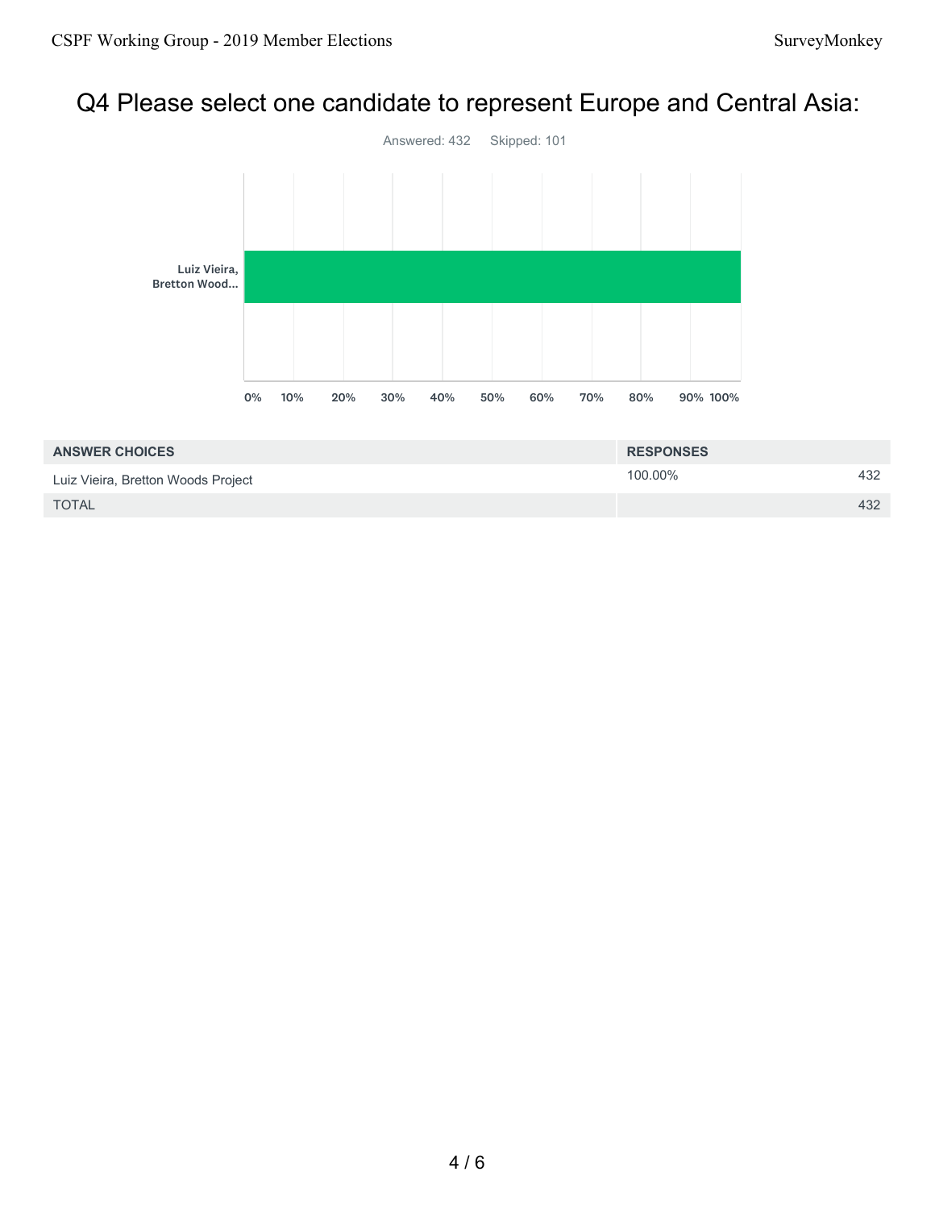# Q4 Please select one candidate to represent Europe and Central Asia:

Answered: 432 Skipped: 101

Luiz Vieira, Bretton Wood...

0% 10% 20% 30% 40% 50% 60% 70% 80% 90% 100%

| ANSWER CHOICES | RESPONSES | |
|---|---|---|
| Luiz Vieira, Bretton Woods Project | 100.00% | 432 |
| TOTAL | | 432 |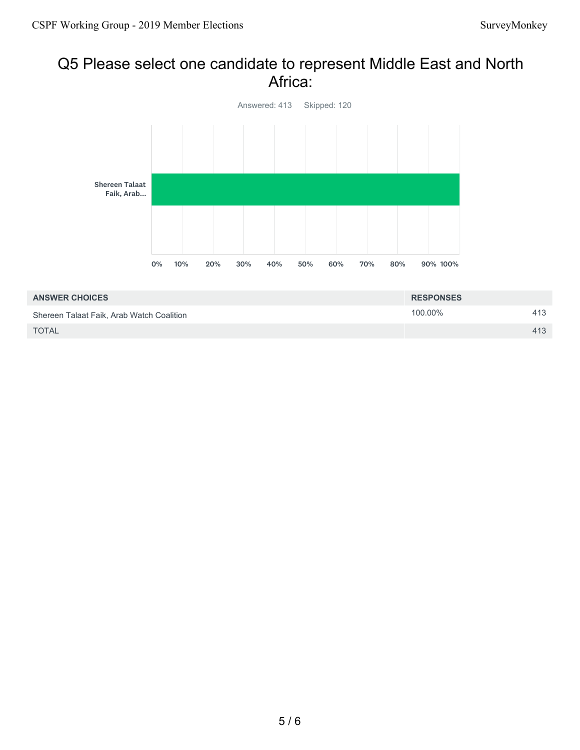## Q5 Please select one candidate to represent Middle East and North Africa:

Answered: 413    Skipped: 120

Shereen Talaat Faik, Arab...

0% 10% 20% 30% 40% 50% 60% 70% 80% 90% 100%

| ANSWER CHOICES | RESPONSES | |
|---|---|---|
| Shereen Talaat Faik, Arab Watch Coalition | 100.00% | 413 |
| TOTAL | | 413 |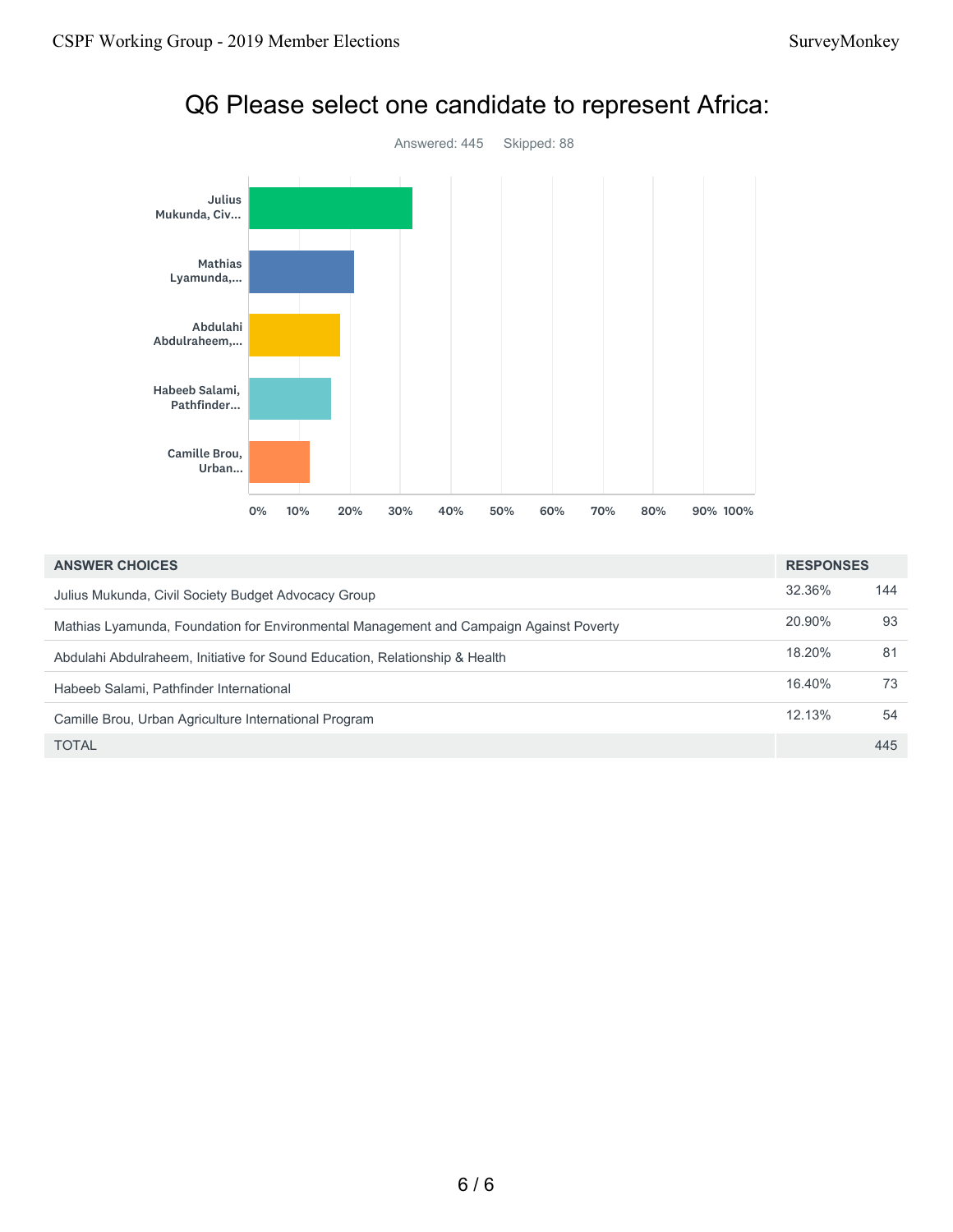## Q6 Please select one candidate to represent Africa:

Answered: 445    Skipped: 88

Julius Mukunda, Civ...
Mathias Lyamunda,...
Abdulahi Abdulraheem,...
Habeeb Salami, Pathfinder...
Camille Brou, Urban...

0% 10% 20% 30% 40% 50% 60% 70% 80% 90% 100%

| ANSWER CHOICES | RESPONSES | |
|---|---|---|
| Julius Mukunda, Civil Society Budget Advocacy Group | 32.36% | 144 |
| Mathias Lyamunda, Foundation for Environmental Management and Campaign Against Poverty | 20.90% | 93 |
| Abdulahi Abdulraheem, Initiative for Sound Education, Relationship & Health | 18.20% | 81 |
| Habeeb Salami, Pathfinder International | 16.40% | 73 |
| Camille Brou, Urban Agriculture International Program | 12.13% | 54 |
| TOTAL | | 445 |